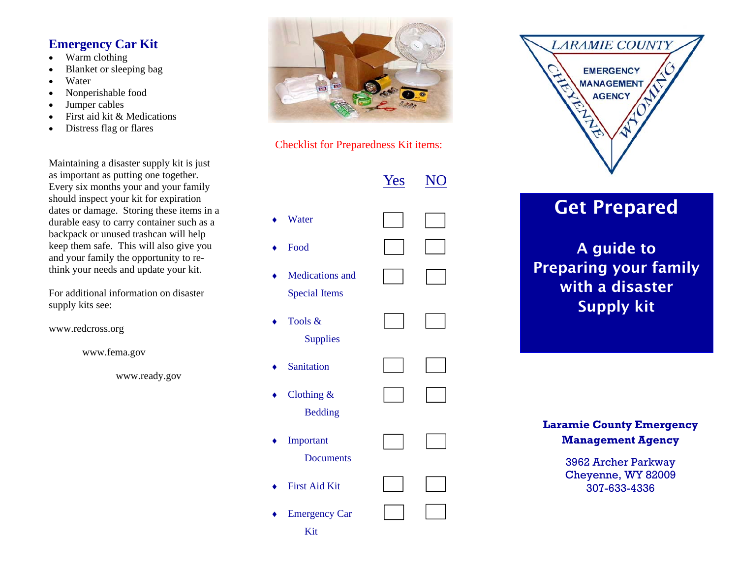## Emergency Car Kit

- Warm clothing
- Blanket or sleeping bag
- Water
- Nonperishable food
- Jumper cables
- First aid kit & Medications
- Distress flag or flares

Maintaining a disaster supply kit is just as important as putting one together. Every six months your and your family should inspect your kit for expiration dates or damage. Storing these items in a durable easy to carry container such as a backpack or unused trashcan will help keep them safe. This will also give you and your family the opportunity to re-think your needs and update your kit.

For additional information on disaster supply kits see:

www.redcross.org

www.fema.gov

www.ready.gov

Checklist for Preparedness Kit items:

| | Yes | NO |
|---|---|---|
| ♦ Water | ☐ | ☐ |
| ♦ Food | ☐ | ☐ |
| ♦ Medications and Special Items | ☐ | ☐ |
| ♦ Tools & Supplies | ☐ | ☐ |
| ♦ Sanitation | ☐ | ☐ |
| ♦ Clothing & Bedding | ☐ | ☐ |
| ♦ Important Documents | ☐ | ☐ |
| ♦ First Aid Kit | ☐ | ☐ |
| ♦ Emergency Car Kit | ☐ | ☐ |

LARAMIE COUNTY
EMERGENCY MANAGEMENT AGENCY
CHEYENNE WYOMING

# Get Prepared

## A guide to Preparing your family with a disaster Supply kit

**Laramie County Emergency Management Agency**

3962 Archer Parkway
Cheyenne, WY 82009
307-633-4336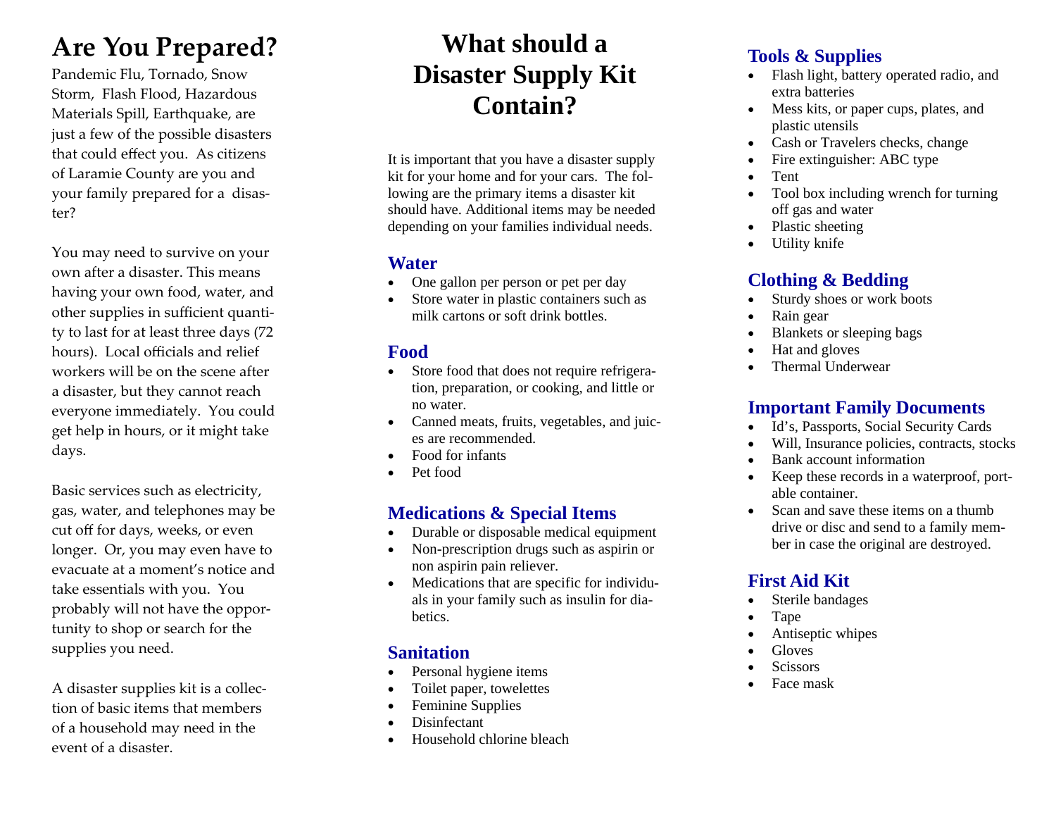# Are You Prepared?

Pandemic Flu, Tornado, Snow Storm, Flash Flood, Hazardous Materials Spill, Earthquake, are just a few of the possible disasters that could effect you. As citizens of Laramie County are you and your family prepared for a disaster?

You may need to survive on your own after a disaster. This means having your own food, water, and other supplies in sufficient quantity to last for at least three days (72 hours). Local officials and relief workers will be on the scene after a disaster, but they cannot reach everyone immediately. You could get help in hours, or it might take days.

Basic services such as electricity, gas, water, and telephones may be cut off for days, weeks, or even longer. Or, you may even have to evacuate at a moment's notice and take essentials with you. You probably will not have the opportunity to shop or search for the supplies you need.

A disaster supplies kit is a collection of basic items that members of a household may need in the event of a disaster.

# What should a Disaster Supply Kit Contain?

It is important that you have a disaster supply kit for your home and for your cars. The following are the primary items a disaster kit should have. Additional items may be needed depending on your families individual needs.

## Water

- One gallon per person or pet per day
- Store water in plastic containers such as milk cartons or soft drink bottles.

## Food

- Store food that does not require refrigeration, preparation, or cooking, and little or no water.
- Canned meats, fruits, vegetables, and juices are recommended.
- Food for infants
- Pet food

## Medications & Special Items

- Durable or disposable medical equipment
- Non-prescription drugs such as aspirin or non aspirin pain reliever.
- Medications that are specific for individuals in your family such as insulin for diabetics.

## Sanitation

- Personal hygiene items
- Toilet paper, towelettes
- Feminine Supplies
- Disinfectant
- Household chlorine bleach

## Tools & Supplies

- Flash light, battery operated radio, and extra batteries
- Mess kits, or paper cups, plates, and plastic utensils
- Cash or Travelers checks, change
- Fire extinguisher: ABC type
- Tent
- Tool box including wrench for turning off gas and water
- Plastic sheeting
- Utility knife

## Clothing & Bedding

- Sturdy shoes or work boots
- Rain gear
- Blankets or sleeping bags
- Hat and gloves
- Thermal Underwear

## Important Family Documents

- Id's, Passports, Social Security Cards
- Will, Insurance policies, contracts, stocks
- Bank account information
- Keep these records in a waterproof, portable container.
- Scan and save these items on a thumb drive or disc and send to a family member in case the original are destroyed.

## First Aid Kit

- Sterile bandages
- Tape
- Antiseptic whipes
- Gloves
- Scissors
- Face mask